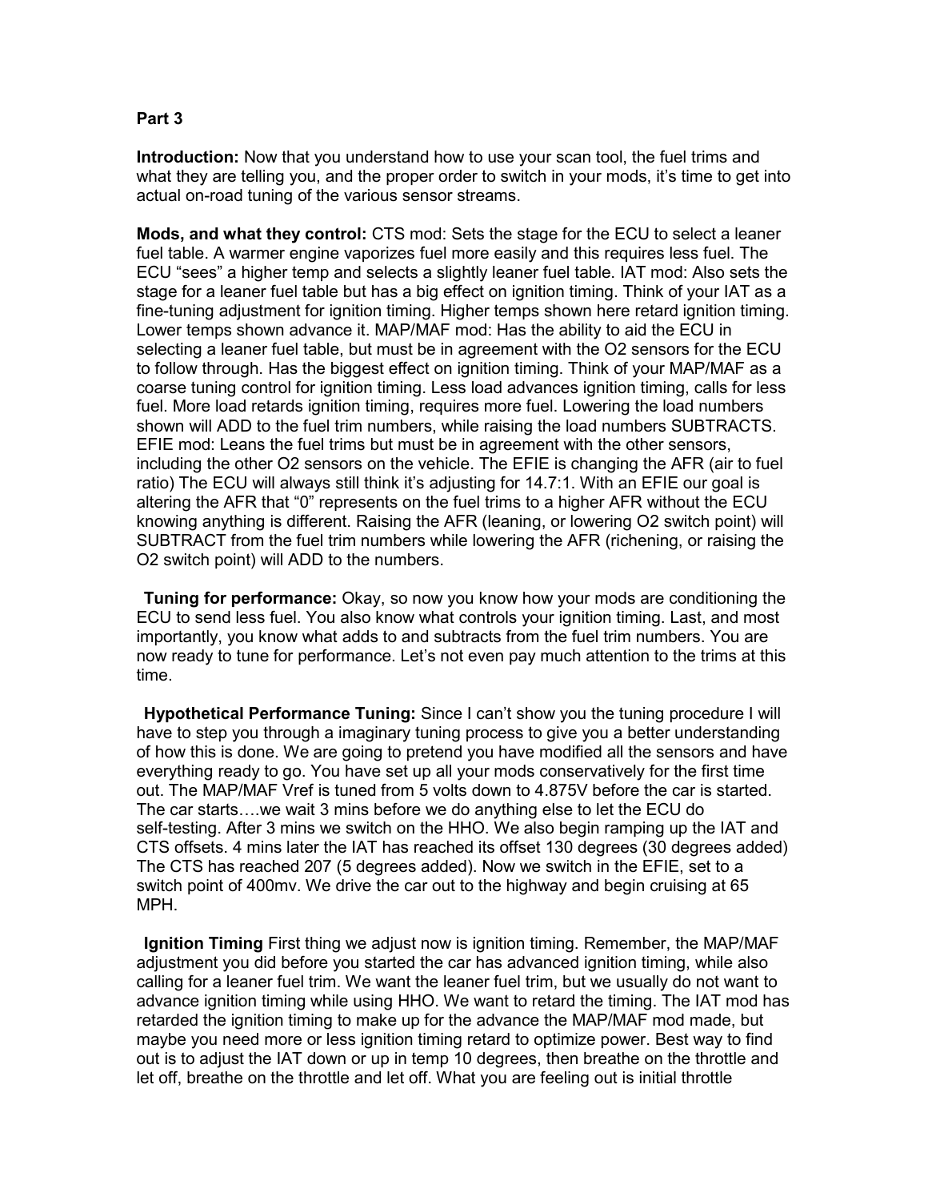**Part 3**

**Introduction:** Now that you understand how to use your scan tool, the fuel trims and what they are telling you, and the proper order to switch in your mods, it's time to get into actual on-road tuning of the various sensor streams.

**Mods, and what they control:** CTS mod: Sets the stage for the ECU to select a leaner fuel table. A warmer engine vaporizes fuel more easily and this requires less fuel. The ECU "sees" a higher temp and selects a slightly leaner fuel table. IAT mod: Also sets the stage for a leaner fuel table but has a big effect on ignition timing. Think of your IAT as a fine-tuning adjustment for ignition timing. Higher temps shown here retard ignition timing. Lower temps shown advance it. MAP/MAF mod: Has the ability to aid the ECU in selecting a leaner fuel table, but must be in agreement with the O2 sensors for the ECU to follow through. Has the biggest effect on ignition timing. Think of your MAP/MAF as a coarse tuning control for ignition timing. Less load advances ignition timing, calls for less fuel. More load retards ignition timing, requires more fuel. Lowering the load numbers shown will ADD to the fuel trim numbers, while raising the load numbers SUBTRACTS. EFIE mod: Leans the fuel trims but must be in agreement with the other sensors, including the other O2 sensors on the vehicle. The EFIE is changing the AFR (air to fuel ratio) The ECU will always still think it's adjusting for 14.7:1. With an EFIE our goal is altering the AFR that "0" represents on the fuel trims to a higher AFR without the ECU knowing anything is different. Raising the AFR (leaning, or lowering O2 switch point) will SUBTRACT from the fuel trim numbers while lowering the AFR (richening, or raising the O2 switch point) will ADD to the numbers.

**Tuning for performance:** Okay, so now you know how your mods are conditioning the ECU to send less fuel. You also know what controls your ignition timing. Last, and most importantly, you know what adds to and subtracts from the fuel trim numbers. You are now ready to tune for performance. Let's not even pay much attention to the trims at this time.

**Hypothetical Performance Tuning:** Since I can't show you the tuning procedure I will have to step you through a imaginary tuning process to give you a better understanding of how this is done. We are going to pretend you have modified all the sensors and have everything ready to go. You have set up all your mods conservatively for the first time out. The MAP/MAF Vref is tuned from 5 volts down to 4.875V before the car is started. The car starts….we wait 3 mins before we do anything else to let the ECU do self-testing. After 3 mins we switch on the HHO. We also begin ramping up the IAT and CTS offsets. 4 mins later the IAT has reached its offset 130 degrees (30 degrees added) The CTS has reached 207 (5 degrees added). Now we switch in the EFIE, set to a switch point of 400mv. We drive the car out to the highway and begin cruising at 65 MPH.

**Ignition Timing** First thing we adjust now is ignition timing. Remember, the MAP/MAF adjustment you did before you started the car has advanced ignition timing, while also calling for a leaner fuel trim. We want the leaner fuel trim, but we usually do not want to advance ignition timing while using HHO. We want to retard the timing. The IAT mod has retarded the ignition timing to make up for the advance the MAP/MAF mod made, but maybe you need more or less ignition timing retard to optimize power. Best way to find out is to adjust the IAT down or up in temp 10 degrees, then breathe on the throttle and let off, breathe on the throttle and let off. What you are feeling out is initial throttle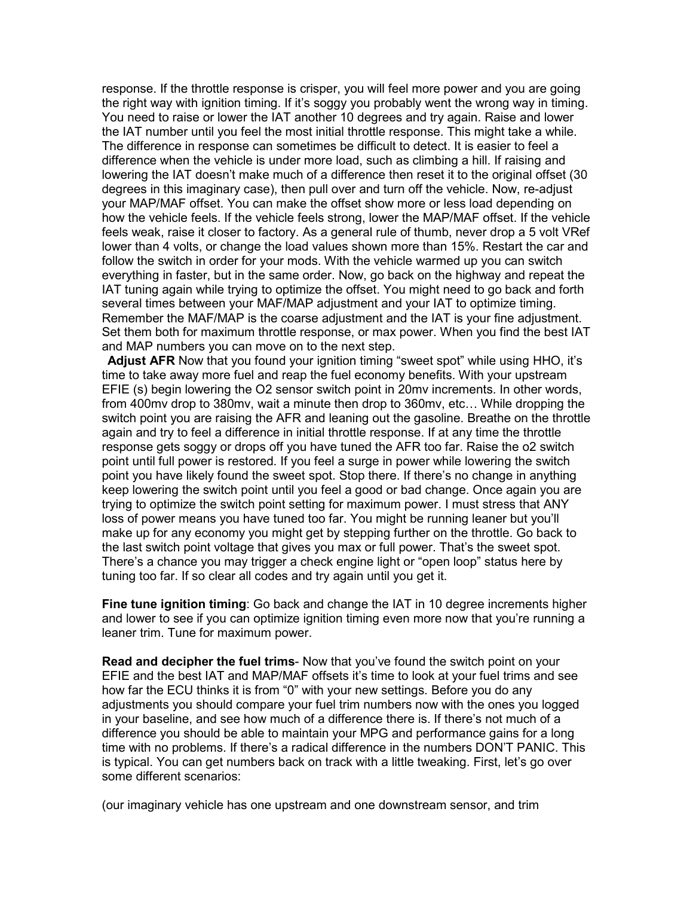response. If the throttle response is crisper, you will feel more power and you are going the right way with ignition timing. If it's soggy you probably went the wrong way in timing. You need to raise or lower the IAT another 10 degrees and try again. Raise and lower the IAT number until you feel the most initial throttle response. This might take a while. The difference in response can sometimes be difficult to detect. It is easier to feel a difference when the vehicle is under more load, such as climbing a hill. If raising and lowering the IAT doesn't make much of a difference then reset it to the original offset (30 degrees in this imaginary case), then pull over and turn off the vehicle. Now, re-adjust your MAP/MAF offset. You can make the offset show more or less load depending on how the vehicle feels. If the vehicle feels strong, lower the MAP/MAF offset. If the vehicle feels weak, raise it closer to factory. As a general rule of thumb, never drop a 5 volt VRef lower than 4 volts, or change the load values shown more than 15%. Restart the car and follow the switch in order for your mods. With the vehicle warmed up you can switch everything in faster, but in the same order. Now, go back on the highway and repeat the IAT tuning again while trying to optimize the offset. You might need to go back and forth several times between your MAF/MAP adjustment and your IAT to optimize timing. Remember the MAF/MAP is the coarse adjustment and the IAT is your fine adjustment. Set them both for maximum throttle response, or max power. When you find the best IAT and MAP numbers you can move on to the next step.

**Adjust AFR** Now that you found your ignition timing "sweet spot" while using HHO, it's time to take away more fuel and reap the fuel economy benefits. With your upstream EFIE (s) begin lowering the O2 sensor switch point in 20mv increments. In other words, from 400mv drop to 380mv, wait a minute then drop to 360mv, etc… While dropping the switch point you are raising the AFR and leaning out the gasoline. Breathe on the throttle again and try to feel a difference in initial throttle response. If at any time the throttle response gets soggy or drops off you have tuned the AFR too far. Raise the o2 switch point until full power is restored. If you feel a surge in power while lowering the switch point you have likely found the sweet spot. Stop there. If there's no change in anything keep lowering the switch point until you feel a good or bad change. Once again you are trying to optimize the switch point setting for maximum power. I must stress that ANY loss of power means you have tuned too far. You might be running leaner but you'll make up for any economy you might get by stepping further on the throttle. Go back to the last switch point voltage that gives you max or full power. That's the sweet spot. There's a chance you may trigger a check engine light or "open loop" status here by tuning too far. If so clear all codes and try again until you get it.

**Fine tune ignition timing**: Go back and change the IAT in 10 degree increments higher and lower to see if you can optimize ignition timing even more now that you're running a leaner trim. Tune for maximum power.

**Read and decipher the fuel trims**- Now that you've found the switch point on your EFIE and the best IAT and MAP/MAF offsets it's time to look at your fuel trims and see how far the ECU thinks it is from "0" with your new settings. Before you do any adjustments you should compare your fuel trim numbers now with the ones you logged in your baseline, and see how much of a difference there is. If there's not much of a difference you should be able to maintain your MPG and performance gains for a long time with no problems. If there's a radical difference in the numbers DON'T PANIC. This is typical. You can get numbers back on track with a little tweaking. First, let's go over some different scenarios:

(our imaginary vehicle has one upstream and one downstream sensor, and trim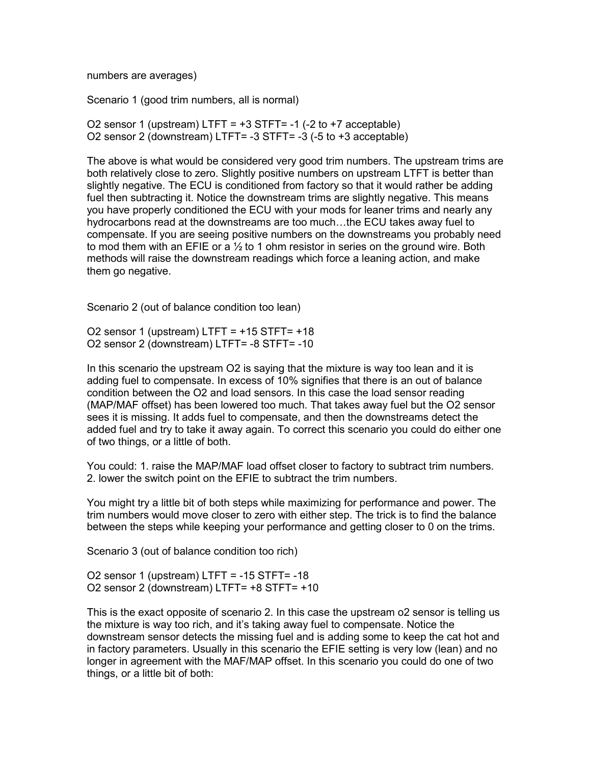numbers are averages)

Scenario 1 (good trim numbers, all is normal)

O2 sensor 1 (upstream) LTFT = +3 STFT= -1 (-2 to +7 acceptable)
O2 sensor 2 (downstream) LTFT= -3 STFT= -3 (-5 to +3 acceptable)

The above is what would be considered very good trim numbers. The upstream trims are both relatively close to zero. Slightly positive numbers on upstream LTFT is better than slightly negative. The ECU is conditioned from factory so that it would rather be adding fuel then subtracting it. Notice the downstream trims are slightly negative. This means you have properly conditioned the ECU with your mods for leaner trims and nearly any hydrocarbons read at the downstreams are too much…the ECU takes away fuel to compensate. If you are seeing positive numbers on the downstreams you probably need to mod them with an EFIE or a ½ to 1 ohm resistor in series on the ground wire. Both methods will raise the downstream readings which force a leaning action, and make them go negative.

Scenario 2 (out of balance condition too lean)

O2 sensor 1 (upstream) LTFT = +15 STFT= +18
O2 sensor 2 (downstream) LTFT= -8 STFT= -10

In this scenario the upstream O2 is saying that the mixture is way too lean and it is adding fuel to compensate. In excess of 10% signifies that there is an out of balance condition between the O2 and load sensors. In this case the load sensor reading (MAP/MAF offset) has been lowered too much. That takes away fuel but the O2 sensor sees it is missing. It adds fuel to compensate, and then the downstreams detect the added fuel and try to take it away again. To correct this scenario you could do either one of two things, or a little of both.

You could: 1. raise the MAP/MAF load offset closer to factory to subtract trim numbers. 2. lower the switch point on the EFIE to subtract the trim numbers.

You might try a little bit of both steps while maximizing for performance and power. The trim numbers would move closer to zero with either step. The trick is to find the balance between the steps while keeping your performance and getting closer to 0 on the trims.

Scenario 3 (out of balance condition too rich)

O2 sensor 1 (upstream) LTFT = -15 STFT= -18
O2 sensor 2 (downstream) LTFT= +8 STFT= +10

This is the exact opposite of scenario 2. In this case the upstream o2 sensor is telling us the mixture is way too rich, and it's taking away fuel to compensate. Notice the downstream sensor detects the missing fuel and is adding some to keep the cat hot and in factory parameters. Usually in this scenario the EFIE setting is very low (lean) and no longer in agreement with the MAF/MAP offset. In this scenario you could do one of two things, or a little bit of both: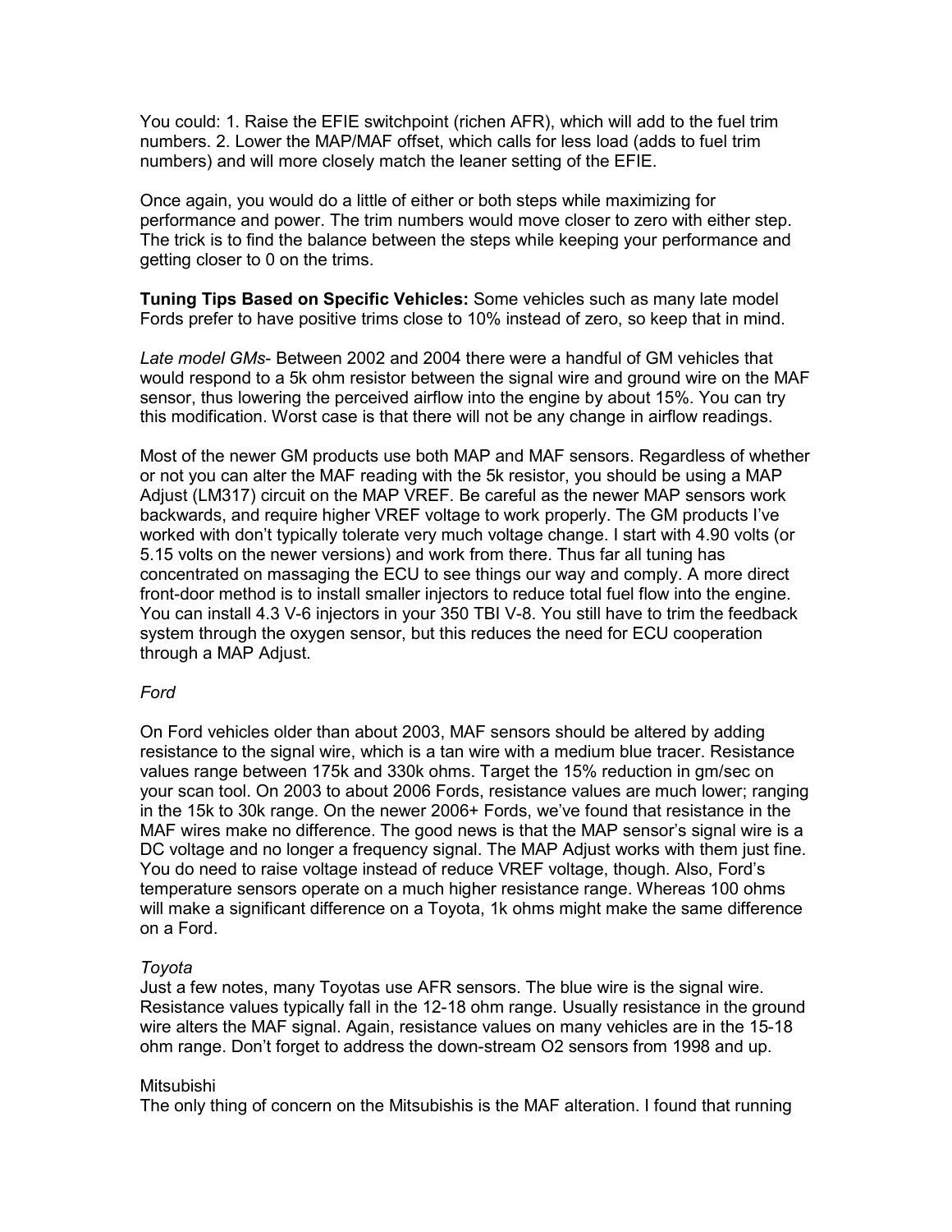You could: 1. Raise the EFIE switchpoint (richen AFR), which will add to the fuel trim numbers. 2. Lower the MAP/MAF offset, which calls for less load (adds to fuel trim numbers) and will more closely match the leaner setting of the EFIE.

Once again, you would do a little of either or both steps while maximizing for performance and power. The trim numbers would move closer to zero with either step. The trick is to find the balance between the steps while keeping your performance and getting closer to 0 on the trims.

**Tuning Tips Based on Specific Vehicles:** Some vehicles such as many late model Fords prefer to have positive trims close to 10% instead of zero, so keep that in mind.

*Late model GMs*- Between 2002 and 2004 there were a handful of GM vehicles that would respond to a 5k ohm resistor between the signal wire and ground wire on the MAF sensor, thus lowering the perceived airflow into the engine by about 15%. You can try this modification. Worst case is that there will not be any change in airflow readings.

Most of the newer GM products use both MAP and MAF sensors. Regardless of whether or not you can alter the MAF reading with the 5k resistor, you should be using a MAP Adjust (LM317) circuit on the MAP VREF. Be careful as the newer MAP sensors work backwards, and require higher VREF voltage to work properly. The GM products I've worked with don't typically tolerate very much voltage change. I start with 4.90 volts (or 5.15 volts on the newer versions) and work from there. Thus far all tuning has concentrated on massaging the ECU to see things our way and comply. A more direct front-door method is to install smaller injectors to reduce total fuel flow into the engine. You can install 4.3 V-6 injectors in your 350 TBI V-8. You still have to trim the feedback system through the oxygen sensor, but this reduces the need for ECU cooperation through a MAP Adjust.

*Ford*

On Ford vehicles older than about 2003, MAF sensors should be altered by adding resistance to the signal wire, which is a tan wire with a medium blue tracer. Resistance values range between 175k and 330k ohms. Target the 15% reduction in gm/sec on your scan tool. On 2003 to about 2006 Fords, resistance values are much lower; ranging in the 15k to 30k range. On the newer 2006+ Fords, we've found that resistance in the MAF wires make no difference. The good news is that the MAP sensor's signal wire is a DC voltage and no longer a frequency signal. The MAP Adjust works with them just fine. You do need to raise voltage instead of reduce VREF voltage, though. Also, Ford's temperature sensors operate on a much higher resistance range. Whereas 100 ohms will make a significant difference on a Toyota, 1k ohms might make the same difference on a Ford.

*Toyota*

Just a few notes, many Toyotas use AFR sensors. The blue wire is the signal wire. Resistance values typically fall in the 12-18 ohm range. Usually resistance in the ground wire alters the MAF signal. Again, resistance values on many vehicles are in the 15-18 ohm range. Don't forget to address the down-stream O2 sensors from 1998 and up.

Mitsubishi

The only thing of concern on the Mitsubishis is the MAF alteration. I found that running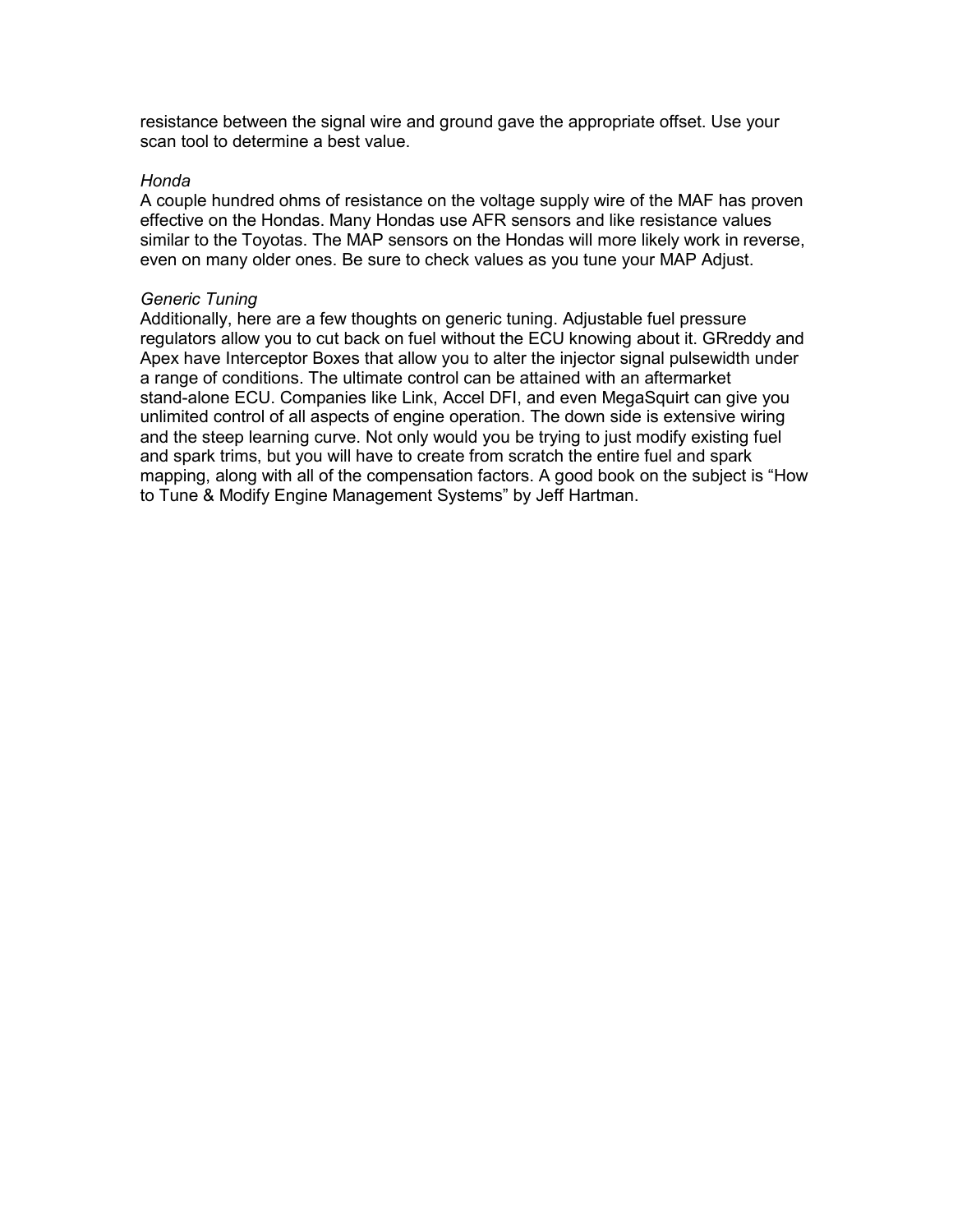resistance between the signal wire and ground gave the appropriate offset. Use your scan tool to determine a best value.

*Honda*

A couple hundred ohms of resistance on the voltage supply wire of the MAF has proven effective on the Hondas. Many Hondas use AFR sensors and like resistance values similar to the Toyotas. The MAP sensors on the Hondas will more likely work in reverse, even on many older ones. Be sure to check values as you tune your MAP Adjust.

*Generic Tuning*

Additionally, here are a few thoughts on generic tuning. Adjustable fuel pressure regulators allow you to cut back on fuel without the ECU knowing about it. GRreddy and Apex have Interceptor Boxes that allow you to alter the injector signal pulsewidth under a range of conditions. The ultimate control can be attained with an aftermarket stand-alone ECU. Companies like Link, Accel DFI, and even MegaSquirt can give you unlimited control of all aspects of engine operation. The down side is extensive wiring and the steep learning curve. Not only would you be trying to just modify existing fuel and spark trims, but you will have to create from scratch the entire fuel and spark mapping, along with all of the compensation factors. A good book on the subject is "How to Tune & Modify Engine Management Systems" by Jeff Hartman.